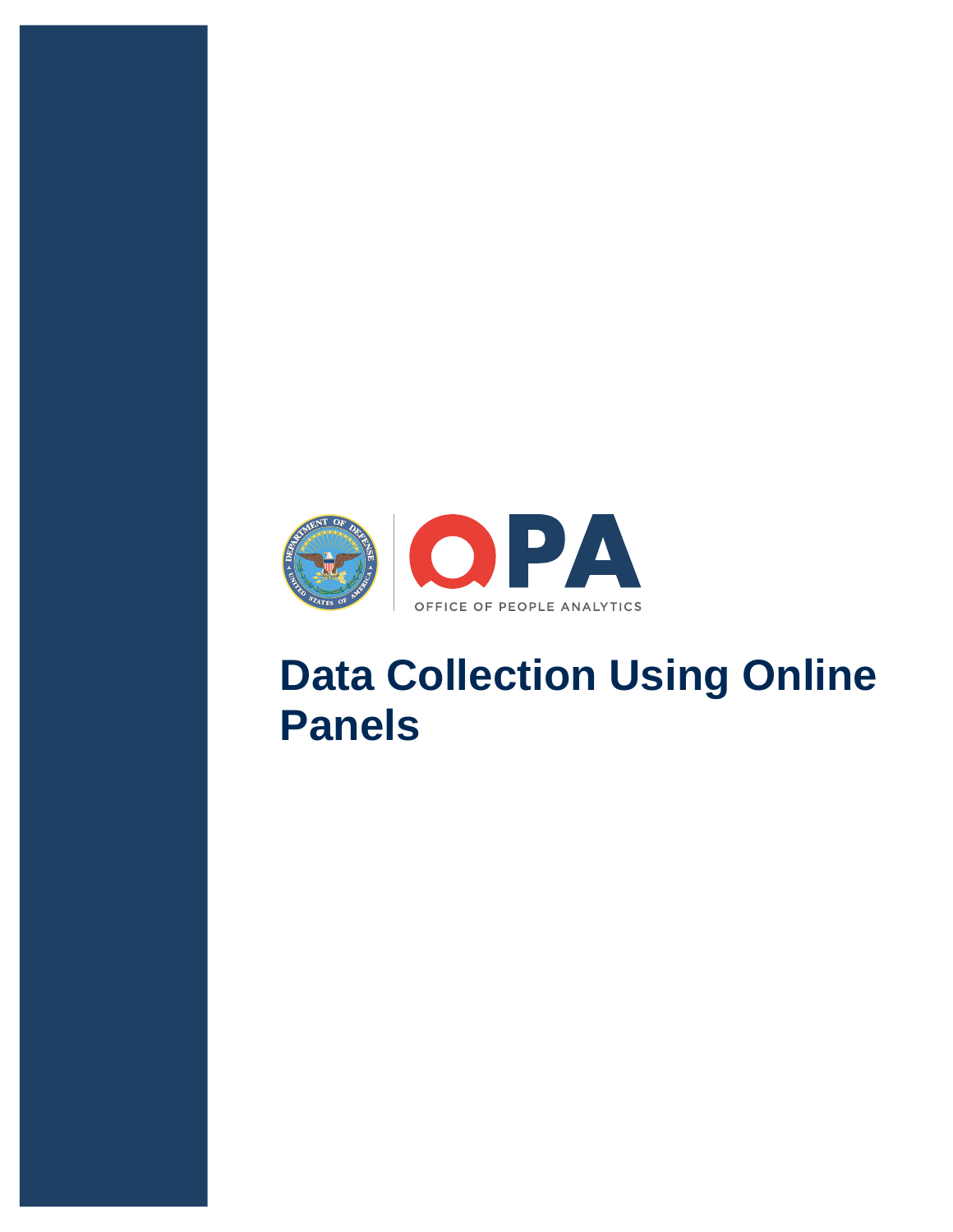OPA

OFFICE OF PEOPLE ANALYTICS

# Data Collection Using Online Panels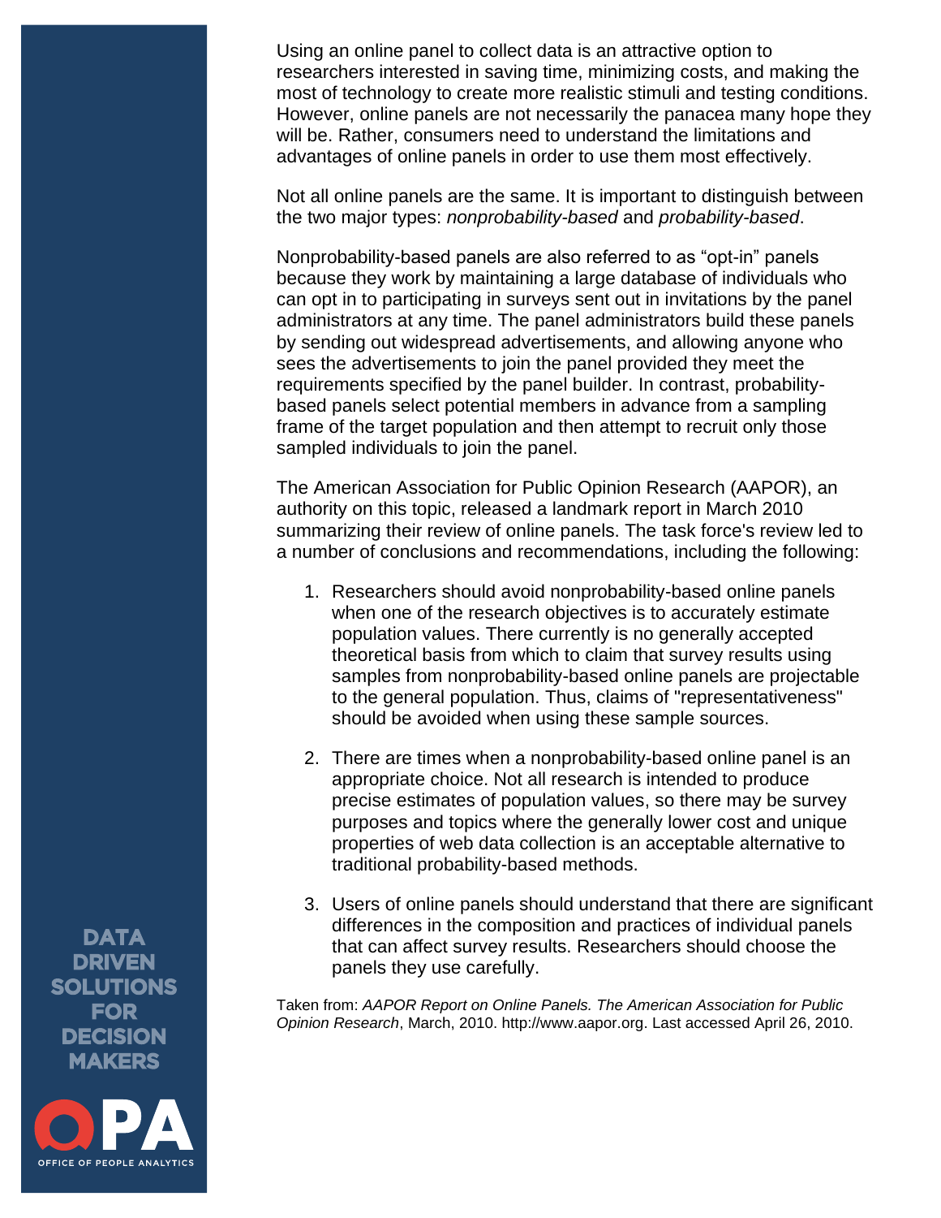Using an online panel to collect data is an attractive option to researchers interested in saving time, minimizing costs, and making the most of technology to create more realistic stimuli and testing conditions. However, online panels are not necessarily the panacea many hope they will be. Rather, consumers need to understand the limitations and advantages of online panels in order to use them most effectively.

Not all online panels are the same. It is important to distinguish between the two major types: *nonprobability-based* and *probability-based*.

Nonprobability-based panels are also referred to as "opt-in" panels because they work by maintaining a large database of individuals who can opt in to participating in surveys sent out in invitations by the panel administrators at any time. The panel administrators build these panels by sending out widespread advertisements, and allowing anyone who sees the advertisements to join the panel provided they meet the requirements specified by the panel builder. In contrast, probability-based panels select potential members in advance from a sampling frame of the target population and then attempt to recruit only those sampled individuals to join the panel.

The American Association for Public Opinion Research (AAPOR), an authority on this topic, released a landmark report in March 2010 summarizing their review of online panels. The task force's review led to a number of conclusions and recommendations, including the following:

1. Researchers should avoid nonprobability-based online panels when one of the research objectives is to accurately estimate population values. There currently is no generally accepted theoretical basis from which to claim that survey results using samples from nonprobability-based online panels are projectable to the general population. Thus, claims of "representativeness" should be avoided when using these sample sources.

2. There are times when a nonprobability-based online panel is an appropriate choice. Not all research is intended to produce precise estimates of population values, so there may be survey purposes and topics where the generally lower cost and unique properties of web data collection is an acceptable alternative to traditional probability-based methods.

3. Users of online panels should understand that there are significant differences in the composition and practices of individual panels that can affect survey results. Researchers should choose the panels they use carefully.

Taken from: *AAPOR Report on Online Panels. The American Association for Public Opinion Research*, March, 2010. http://www.aapor.org. Last accessed April 26, 2010.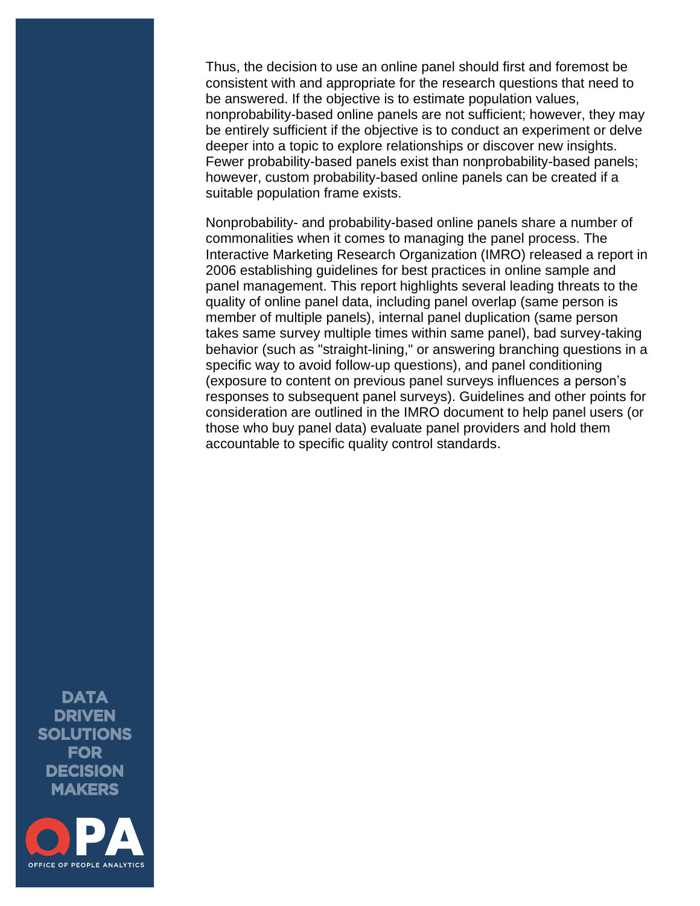Thus, the decision to use an online panel should first and foremost be consistent with and appropriate for the research questions that need to be answered. If the objective is to estimate population values, nonprobability-based online panels are not sufficient; however, they may be entirely sufficient if the objective is to conduct an experiment or delve deeper into a topic to explore relationships or discover new insights. Fewer probability-based panels exist than nonprobability-based panels; however, custom probability-based online panels can be created if a suitable population frame exists.

Nonprobability- and probability-based online panels share a number of commonalities when it comes to managing the panel process. The Interactive Marketing Research Organization (IMRO) released a report in 2006 establishing guidelines for best practices in online sample and panel management. This report highlights several leading threats to the quality of online panel data, including panel overlap (same person is member of multiple panels), internal panel duplication (same person takes same survey multiple times within same panel), bad survey-taking behavior (such as "straight-lining," or answering branching questions in a specific way to avoid follow-up questions), and panel conditioning (exposure to content on previous panel surveys influences a person's responses to subsequent panel surveys). Guidelines and other points for consideration are outlined in the IMRO document to help panel users (or those who buy panel data) evaluate panel providers and hold them accountable to specific quality control standards.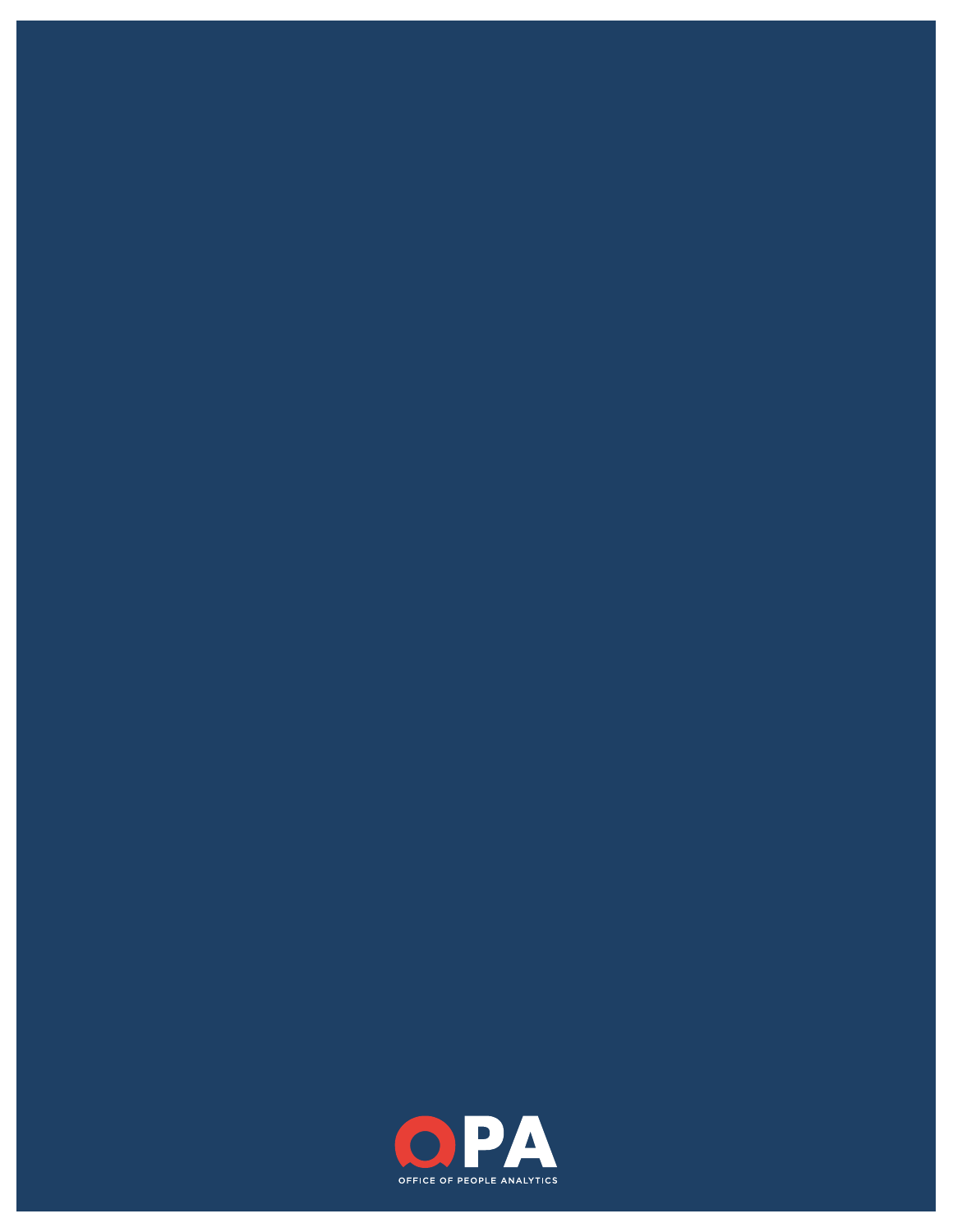OPA

OFFICE OF PEOPLE ANALYTICS